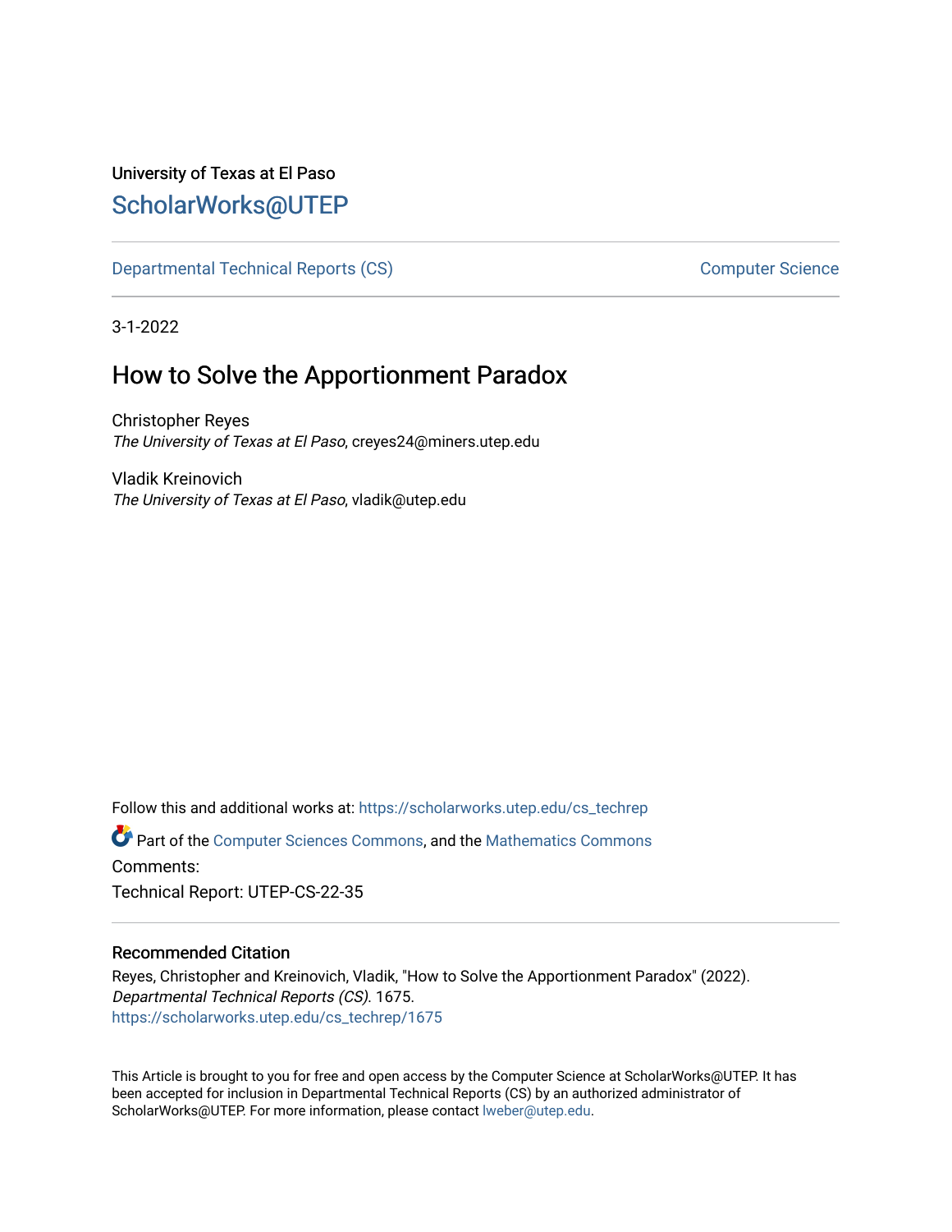University of Texas at El Paso

## ScholarWorks@UTEP

Departmental Technical Reports (CS) | Computer Science

3-1-2022

# How to Solve the Apportionment Paradox

Christopher Reyes
*The University of Texas at El Paso*, creyes24@miners.utep.edu

Vladik Kreinovich
*The University of Texas at El Paso*, vladik@utep.edu

Follow this and additional works at: https://scholarworks.utep.edu/cs_techrep

Part of the Computer Sciences Commons, and the Mathematics Commons

Comments:

Technical Report: UTEP-CS-22-35

### Recommended Citation

Reyes, Christopher and Kreinovich, Vladik, "How to Solve the Apportionment Paradox" (2022). *Departmental Technical Reports (CS)*. 1675.
https://scholarworks.utep.edu/cs_techrep/1675

This Article is brought to you for free and open access by the Computer Science at ScholarWorks@UTEP. It has been accepted for inclusion in Departmental Technical Reports (CS) by an authorized administrator of ScholarWorks@UTEP. For more information, please contact lweber@utep.edu.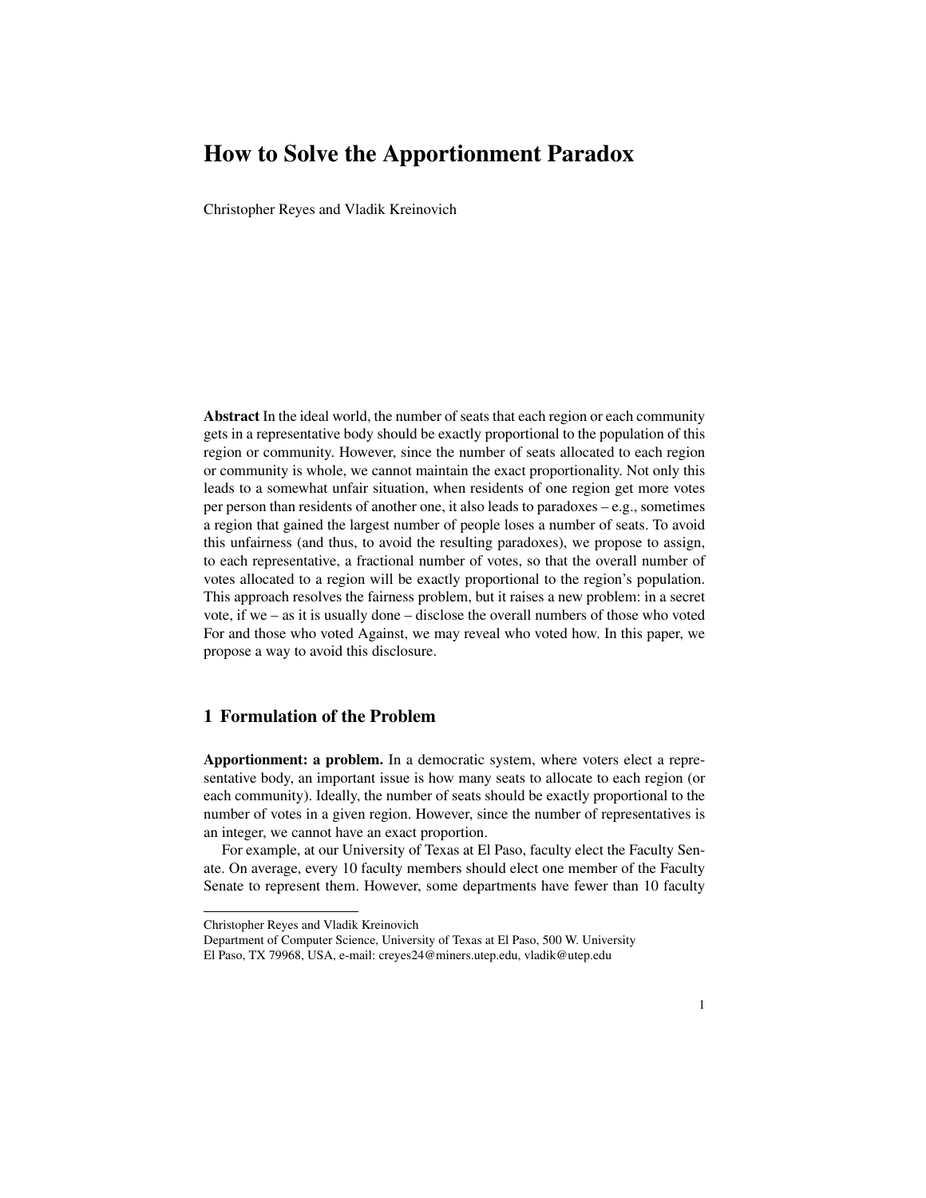# How to Solve the Apportionment Paradox

Christopher Reyes and Vladik Kreinovich

**Abstract** In the ideal world, the number of seats that each region or each community gets in a representative body should be exactly proportional to the population of this region or community. However, since the number of seats allocated to each region or community is whole, we cannot maintain the exact proportionality. Not only this leads to a somewhat unfair situation, when residents of one region get more votes per person than residents of another one, it also leads to paradoxes – e.g., sometimes a region that gained the largest number of people loses a number of seats. To avoid this unfairness (and thus, to avoid the resulting paradoxes), we propose to assign, to each representative, a fractional number of votes, so that the overall number of votes allocated to a region will be exactly proportional to the region's population. This approach resolves the fairness problem, but it raises a new problem: in a secret vote, if we – as it is usually done – disclose the overall numbers of those who voted For and those who voted Against, we may reveal who voted how. In this paper, we propose a way to avoid this disclosure.

## 1 Formulation of the Problem

**Apportionment: a problem.** In a democratic system, where voters elect a representative body, an important issue is how many seats to allocate to each region (or each community). Ideally, the number of seats should be exactly proportional to the number of votes in a given region. However, since the number of representatives is an integer, we cannot have an exact proportion.

For example, at our University of Texas at El Paso, faculty elect the Faculty Senate. On average, every 10 faculty members should elect one member of the Faculty Senate to represent them. However, some departments have fewer than 10 faculty

---

Christopher Reyes and Vladik Kreinovich
Department of Computer Science, University of Texas at El Paso, 500 W. University
El Paso, TX 79968, USA, e-mail: creyes24@miners.utep.edu, vladik@utep.edu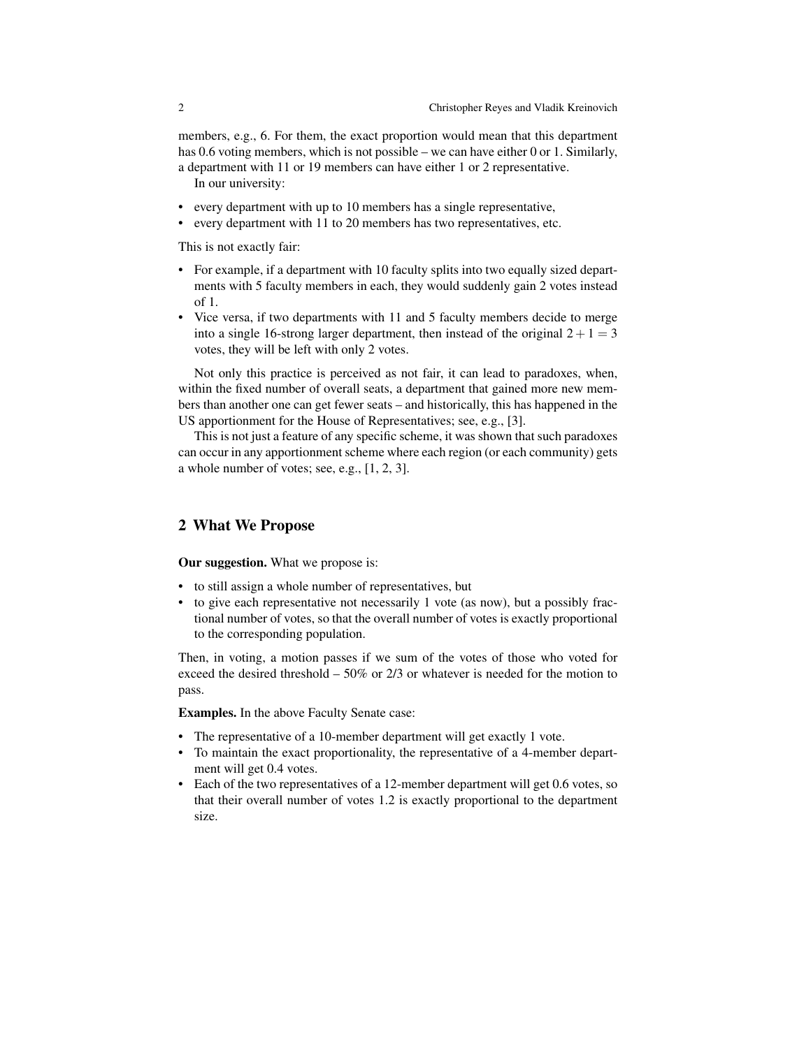members, e.g., 6. For them, the exact proportion would mean that this department has 0.6 voting members, which is not possible – we can have either 0 or 1. Similarly, a department with 11 or 19 members can have either 1 or 2 representative.

In our university:

- every department with up to 10 members has a single representative,
- every department with 11 to 20 members has two representatives, etc.

This is not exactly fair:

- For example, if a department with 10 faculty splits into two equally sized departments with 5 faculty members in each, they would suddenly gain 2 votes instead of 1.
- Vice versa, if two departments with 11 and 5 faculty members decide to merge into a single 16-strong larger department, then instead of the original $2+1=3$ votes, they will be left with only 2 votes.

Not only this practice is perceived as not fair, it can lead to paradoxes, when, within the fixed number of overall seats, a department that gained more new members than another one can get fewer seats – and historically, this has happened in the US apportionment for the House of Representatives; see, e.g., [3].

This is not just a feature of any specific scheme, it was shown that such paradoxes can occur in any apportionment scheme where each region (or each community) gets a whole number of votes; see, e.g., [1, 2, 3].

## 2 What We Propose

**Our suggestion.** What we propose is:

- to still assign a whole number of representatives, but
- to give each representative not necessarily 1 vote (as now), but a possibly fractional number of votes, so that the overall number of votes is exactly proportional to the corresponding population.

Then, in voting, a motion passes if we sum of the votes of those who voted for exceed the desired threshold – 50% or 2/3 or whatever is needed for the motion to pass.

**Examples.** In the above Faculty Senate case:

- The representative of a 10-member department will get exactly 1 vote.
- To maintain the exact proportionality, the representative of a 4-member department will get 0.4 votes.
- Each of the two representatives of a 12-member department will get 0.6 votes, so that their overall number of votes 1.2 is exactly proportional to the department size.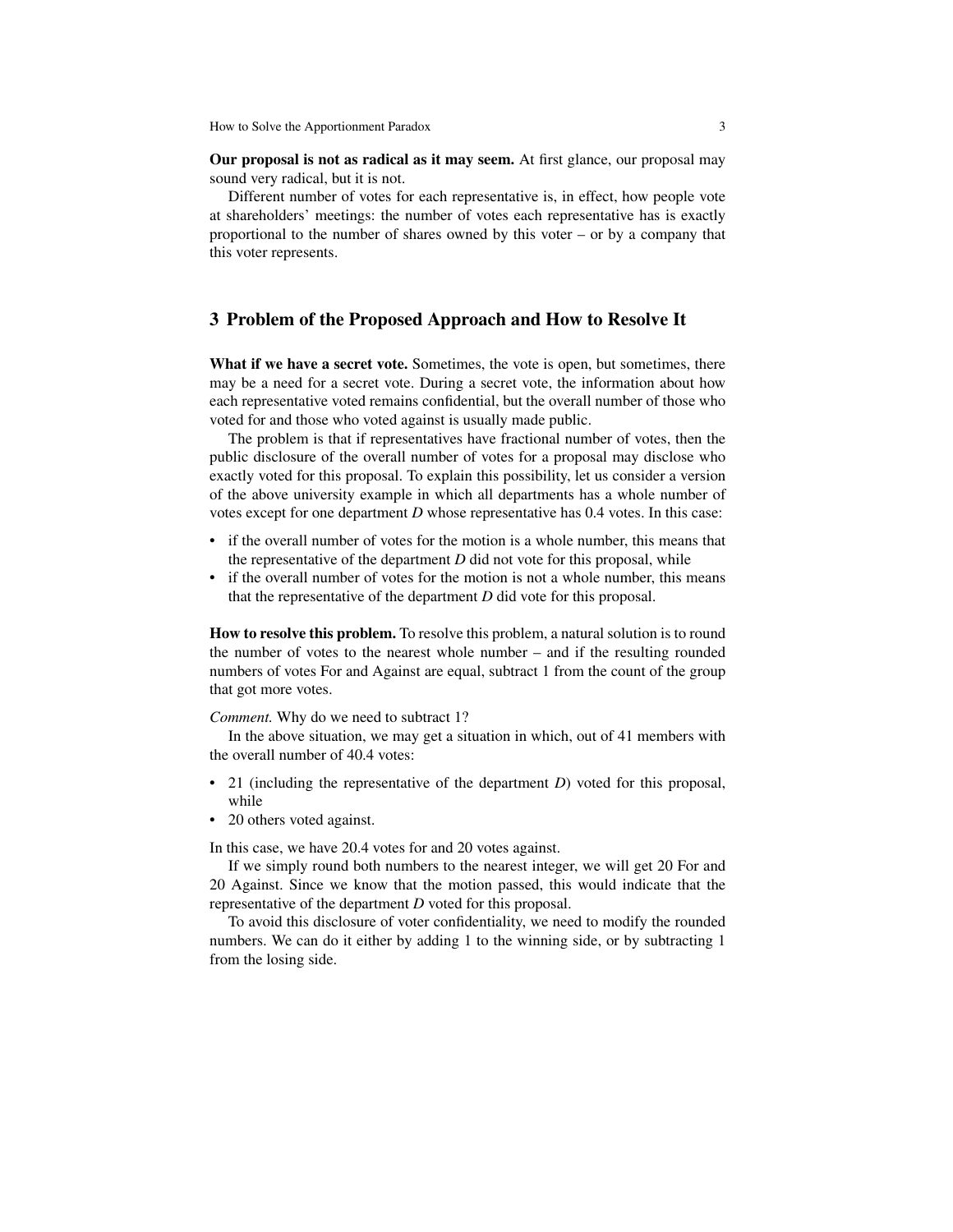**Our proposal is not as radical as it may seem.** At first glance, our proposal may sound very radical, but it is not.

Different number of votes for each representative is, in effect, how people vote at shareholders' meetings: the number of votes each representative has is exactly proportional to the number of shares owned by this voter – or by a company that this voter represents.

## 3 Problem of the Proposed Approach and How to Resolve It

**What if we have a secret vote.** Sometimes, the vote is open, but sometimes, there may be a need for a secret vote. During a secret vote, the information about how each representative voted remains confidential, but the overall number of those who voted for and those who voted against is usually made public.

The problem is that if representatives have fractional number of votes, then the public disclosure of the overall number of votes for a proposal may disclose who exactly voted for this proposal. To explain this possibility, let us consider a version of the above university example in which all departments has a whole number of votes except for one department $D$ whose representative has 0.4 votes. In this case:

- if the overall number of votes for the motion is a whole number, this means that the representative of the department $D$ did not vote for this proposal, while
- if the overall number of votes for the motion is not a whole number, this means that the representative of the department $D$ did vote for this proposal.

**How to resolve this problem.** To resolve this problem, a natural solution is to round the number of votes to the nearest whole number – and if the resulting rounded numbers of votes For and Against are equal, subtract 1 from the count of the group that got more votes.

*Comment.* Why do we need to subtract 1?

In the above situation, we may get a situation in which, out of 41 members with the overall number of 40.4 votes:

- 21 (including the representative of the department $D$) voted for this proposal, while
- 20 others voted against.

In this case, we have 20.4 votes for and 20 votes against.

If we simply round both numbers to the nearest integer, we will get 20 For and 20 Against. Since we know that the motion passed, this would indicate that the representative of the department $D$ voted for this proposal.

To avoid this disclosure of voter confidentiality, we need to modify the rounded numbers. We can do it either by adding 1 to the winning side, or by subtracting 1 from the losing side.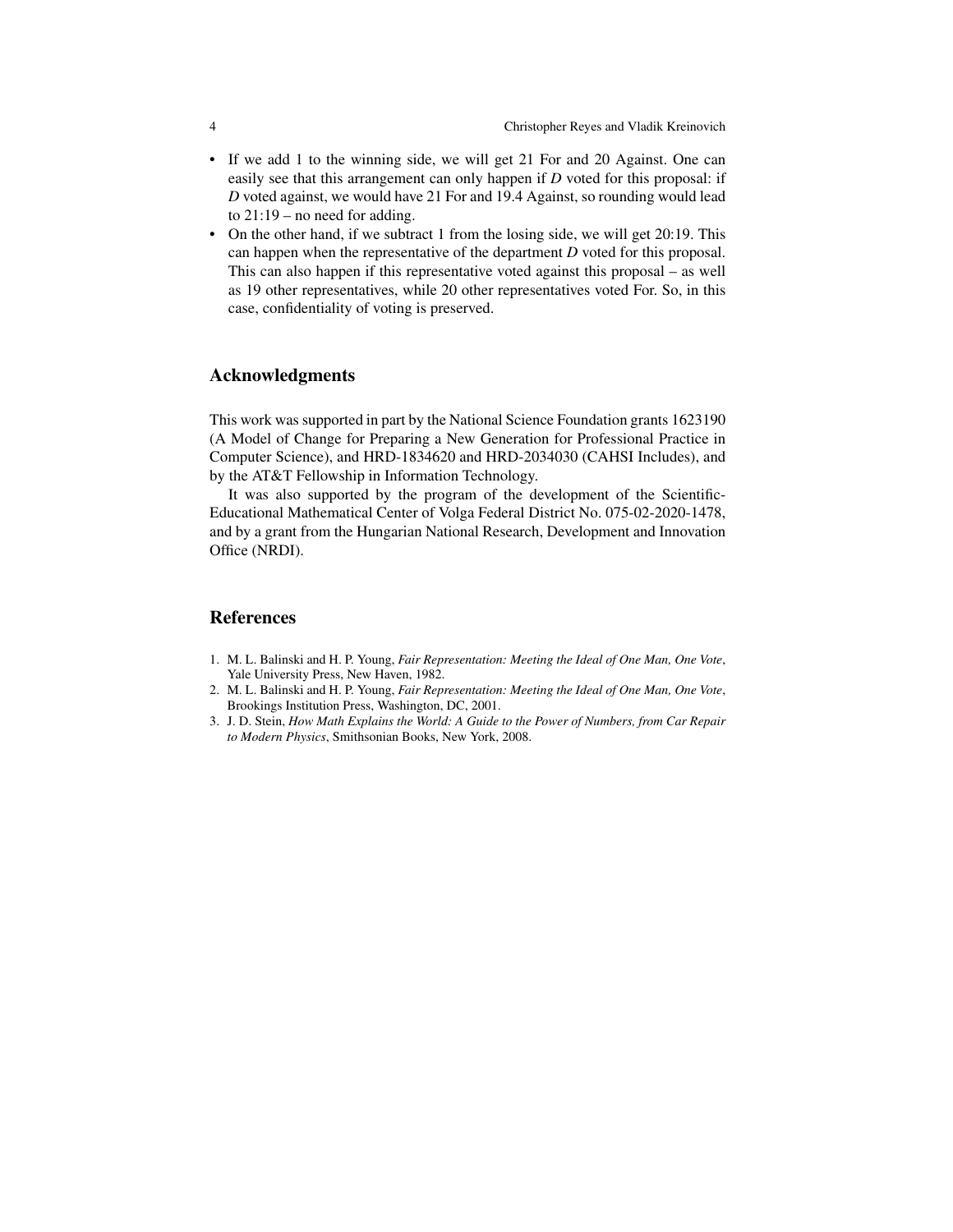- If we add 1 to the winning side, we will get 21 For and 20 Against. One can easily see that this arrangement can only happen if $D$ voted for this proposal: if $D$ voted against, we would have 21 For and 19.4 Against, so rounding would lead to 21:19 – no need for adding.
- On the other hand, if we subtract 1 from the losing side, we will get 20:19. This can happen when the representative of the department $D$ voted for this proposal. This can also happen if this representative voted against this proposal – as well as 19 other representatives, while 20 other representatives voted For. So, in this case, confidentiality of voting is preserved.

## Acknowledgments

This work was supported in part by the National Science Foundation grants 1623190 (A Model of Change for Preparing a New Generation for Professional Practice in Computer Science), and HRD-1834620 and HRD-2034030 (CAHSI Includes), and by the AT&T Fellowship in Information Technology.

It was also supported by the program of the development of the Scientific-Educational Mathematical Center of Volga Federal District No. 075-02-2020-1478, and by a grant from the Hungarian National Research, Development and Innovation Office (NRDI).

## References

1. M. L. Balinski and H. P. Young, *Fair Representation: Meeting the Ideal of One Man, One Vote*, Yale University Press, New Haven, 1982.
2. M. L. Balinski and H. P. Young, *Fair Representation: Meeting the Ideal of One Man, One Vote*, Brookings Institution Press, Washington, DC, 2001.
3. J. D. Stein, *How Math Explains the World: A Guide to the Power of Numbers, from Car Repair to Modern Physics*, Smithsonian Books, New York, 2008.